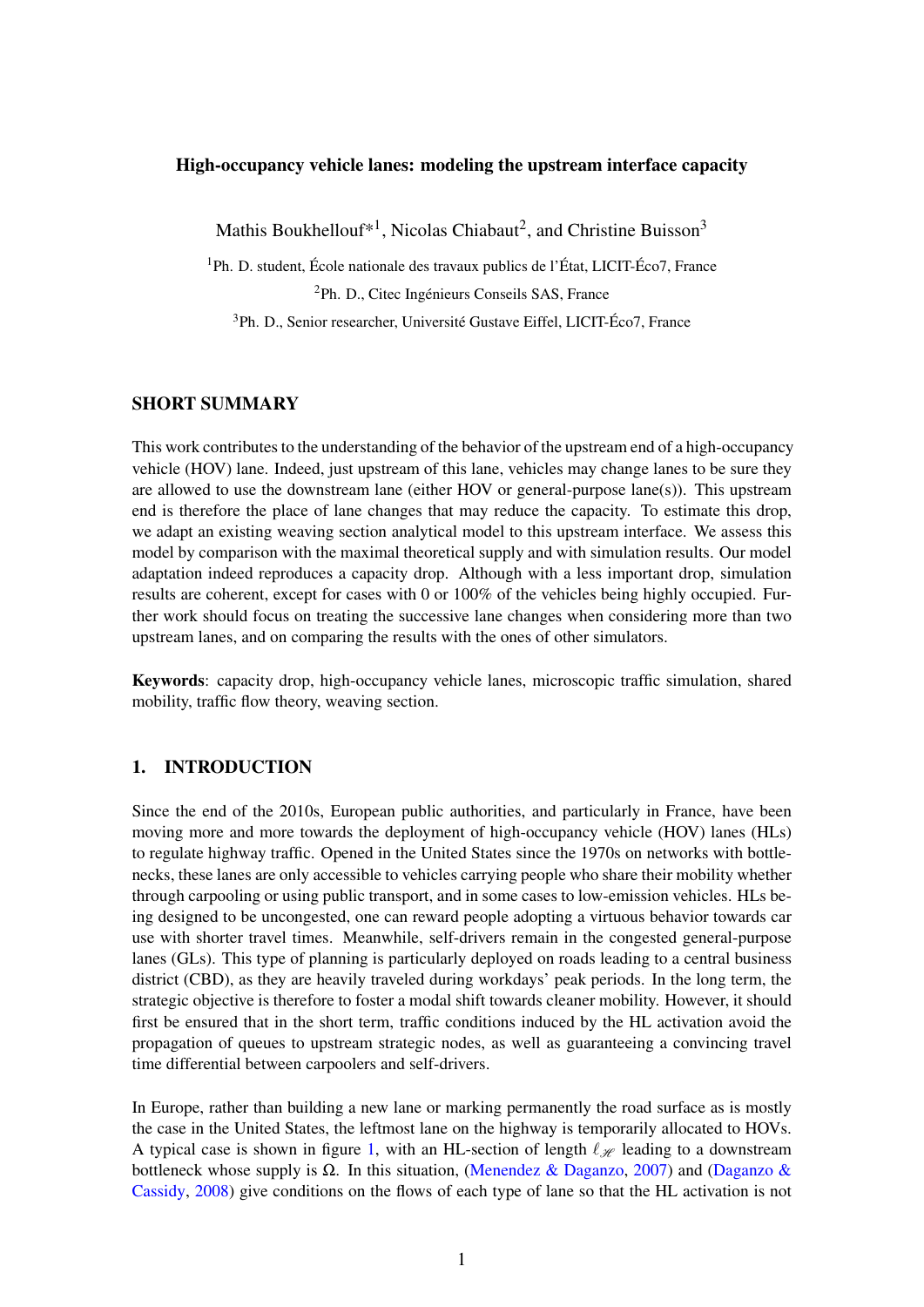# High-occupancy vehicle lanes: modeling the upstream interface capacity

Mathis Boukhellouf*[1], Nicolas Chiabaut[2], and Christine Buisson[3]

[1]Ph. D. student, École nationale des travaux publics de l'État, LICIT-Éco7, France

[2]Ph. D., Citec Ingénieurs Conseils SAS, France

[3]Ph. D., Senior researcher, Université Gustave Eiffel, LICIT-Éco7, France

## SHORT SUMMARY

This work contributes to the understanding of the behavior of the upstream end of a high-occupancy vehicle (HOV) lane. Indeed, just upstream of this lane, vehicles may change lanes to be sure they are allowed to use the downstream lane (either HOV or general-purpose lane(s)). This upstream end is therefore the place of lane changes that may reduce the capacity. To estimate this drop, we adapt an existing weaving section analytical model to this upstream interface. We assess this model by comparison with the maximal theoretical supply and with simulation results. Our model adaptation indeed reproduces a capacity drop. Although with a less important drop, simulation results are coherent, except for cases with 0 or 100% of the vehicles being highly occupied. Further work should focus on treating the successive lane changes when considering more than two upstream lanes, and on comparing the results with the ones of other simulators.

**Keywords**: capacity drop, high-occupancy vehicle lanes, microscopic traffic simulation, shared mobility, traffic flow theory, weaving section.

## 1. INTRODUCTION

Since the end of the 2010s, European public authorities, and particularly in France, have been moving more and more towards the deployment of high-occupancy vehicle (HOV) lanes (HLs) to regulate highway traffic. Opened in the United States since the 1970s on networks with bottlenecks, these lanes are only accessible to vehicles carrying people who share their mobility whether through carpooling or using public transport, and in some cases to low-emission vehicles. HLs being designed to be uncongested, one can reward people adopting a virtuous behavior towards car use with shorter travel times. Meanwhile, self-drivers remain in the congested general-purpose lanes (GLs). This type of planning is particularly deployed on roads leading to a central business district (CBD), as they are heavily traveled during workdays' peak periods. In the long term, the strategic objective is therefore to foster a modal shift towards cleaner mobility. However, it should first be ensured that in the short term, traffic conditions induced by the HL activation avoid the propagation of queues to upstream strategic nodes, as well as guaranteeing a convincing travel time differential between carpoolers and self-drivers.

In Europe, rather than building a new lane or marking permanently the road surface as is mostly the case in the United States, the leftmost lane on the highway is temporarily allocated to HOVs. A typical case is shown in figure 1, with an HL-section of length $\ell_{\mathscr{H}}$ leading to a downstream bottleneck whose supply is $\Omega$. In this situation, (Menendez & Daganzo, 2007) and (Daganzo & Cassidy, 2008) give conditions on the flows of each type of lane so that the HL activation is not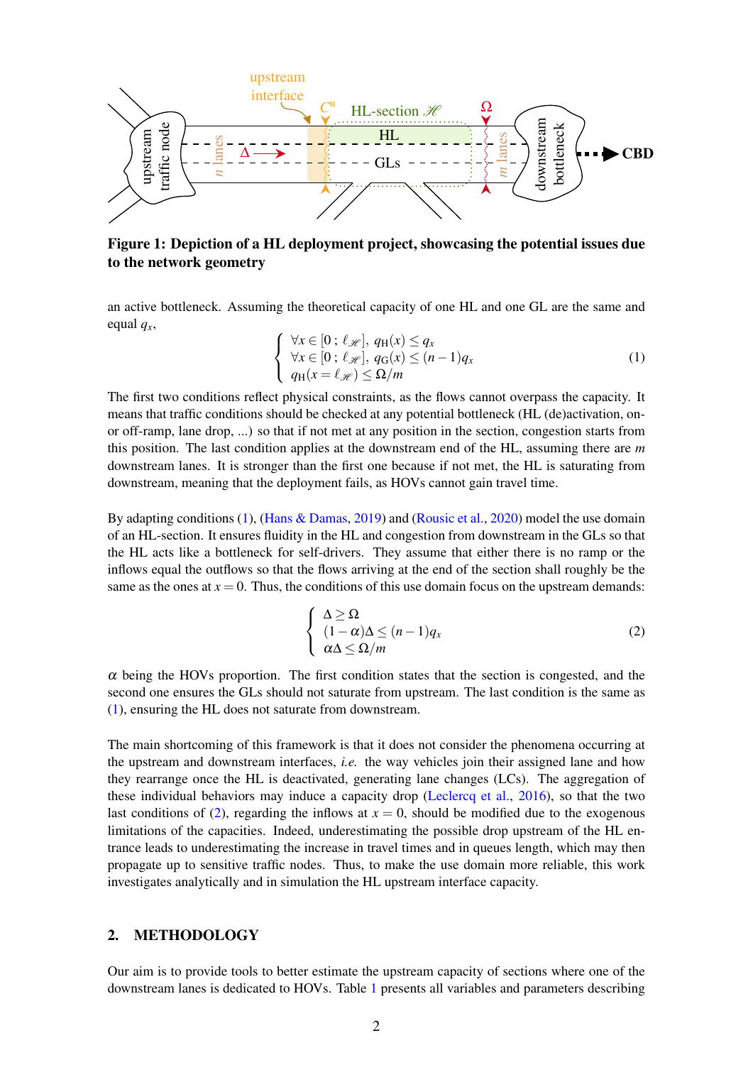**Figure 1: Depiction of a HL deployment project, showcasing the potential issues due to the network geometry**

an active bottleneck. Assuming the theoretical capacity of one HL and one GL are the same and equal $q_x$,

$$\begin{cases} \forall x \in [0\,;\,\ell_{\mathscr{H}}],\; q_{\mathrm{H}}(x) \leq q_x \\ \forall x \in [0\,;\,\ell_{\mathscr{H}}],\; q_{\mathrm{G}}(x) \leq (n-1)q_x \\ q_{\mathrm{H}}(x=\ell_{\mathscr{H}}) \leq \Omega/m \end{cases} \tag{1}$$

The first two conditions reflect physical constraints, as the flows cannot overpass the capacity. It means that traffic conditions should be checked at any potential bottleneck (HL (de)activation, on- or off-ramp, lane drop, ...) so that if not met at any position in the section, congestion starts from this position. The last condition applies at the downstream end of the HL, assuming there are $m$ downstream lanes. It is stronger than the first one because if not met, the HL is saturating from downstream, meaning that the deployment fails, as HOVs cannot gain travel time.

By adapting conditions (1), (Hans & Damas, 2019) and (Rousic et al., 2020) model the use domain of an HL-section. It ensures fluidity in the HL and congestion from downstream in the GLs so that the HL acts like a bottleneck for self-drivers. They assume that either there is no ramp or the inflows equal the outflows so that the flows arriving at the end of the section shall roughly be the same as the ones at $x = 0$. Thus, the conditions of this use domain focus on the upstream demands:

$$\begin{cases} \Delta \geq \Omega \\ (1-\alpha)\Delta \leq (n-1)q_x \\ \alpha\Delta \leq \Omega/m \end{cases} \tag{2}$$

$\alpha$ being the HOVs proportion. The first condition states that the section is congested, and the second one ensures the GLs should not saturate from upstream. The last condition is the same as (1), ensuring the HL does not saturate from downstream.

The main shortcoming of this framework is that it does not consider the phenomena occurring at the upstream and downstream interfaces, *i.e.* the way vehicles join their assigned lane and how they rearrange once the HL is deactivated, generating lane changes (LCs). The aggregation of these individual behaviors may induce a capacity drop (Leclercq et al., 2016), so that the two last conditions of (2), regarding the inflows at $x = 0$, should be modified due to the exogenous limitations of the capacities. Indeed, underestimating the possible drop upstream of the HL entrance leads to underestimating the increase in travel times and in queues length, which may then propagate up to sensitive traffic nodes. Thus, to make the use domain more reliable, this work investigates analytically and in simulation the HL upstream interface capacity.

## 2. METHODOLOGY

Our aim is to provide tools to better estimate the upstream capacity of sections where one of the downstream lanes is dedicated to HOVs. Table 1 presents all variables and parameters describing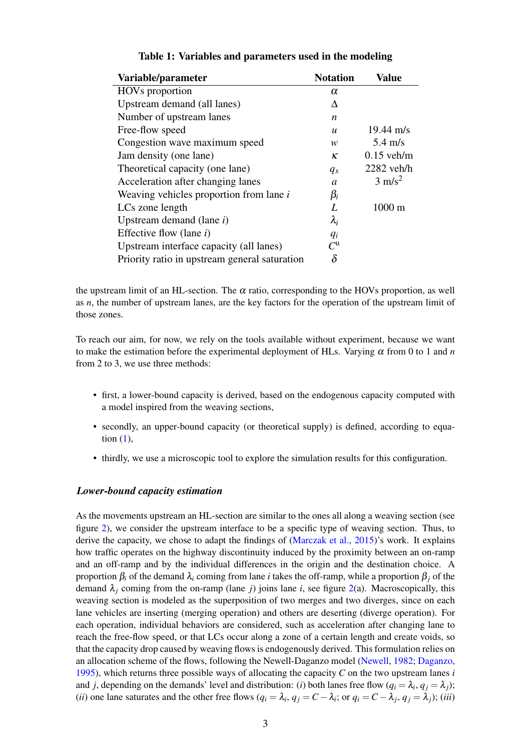**Table 1: Variables and parameters used in the modeling**

| Variable/parameter | Notation | Value |
|---|---|---|
| HOVs proportion | $\alpha$ | |
| Upstream demand (all lanes) | $\Delta$ | |
| Number of upstream lanes | $n$ | |
| Free-flow speed | $u$ | 19.44 m/s |
| Congestion wave maximum speed | $w$ | 5.4 m/s |
| Jam density (one lane) | $\kappa$ | 0.15 veh/m |
| Theoretical capacity (one lane) | $q_x$ | 2282 veh/h |
| Acceleration after changing lanes | $a$ | 3 m/s$^2$ |
| Weaving vehicles proportion from lane $i$ | $\beta_i$ | |
| LCs zone length | $L$ | 1000 m |
| Upstream demand (lane $i$) | $\lambda_i$ | |
| Effective flow (lane $i$) | $q_i$ | |
| Upstream interface capacity (all lanes) | $C^{\mathrm{u}}$ | |
| Priority ratio in upstream general saturation | $\delta$ | |

the upstream limit of an HL-section. The $\alpha$ ratio, corresponding to the HOVs proportion, as well as $n$, the number of upstream lanes, are the key factors for the operation of the upstream limit of those zones.

To reach our aim, for now, we rely on the tools available without experiment, because we want to make the estimation before the experimental deployment of HLs. Varying $\alpha$ from 0 to 1 and $n$ from 2 to 3, we use three methods:

- first, a lower-bound capacity is derived, based on the endogenous capacity computed with a model inspired from the weaving sections,
- secondly, an upper-bound capacity (or theoretical supply) is defined, according to equation (1),
- thirdly, we use a microscopic tool to explore the simulation results for this configuration.

### *Lower-bound capacity estimation*

As the movements upstream an HL-section are similar to the ones all along a weaving section (see figure 2), we consider the upstream interface to be a specific type of weaving section. Thus, to derive the capacity, we chose to adapt the findings of (Marczak et al., 2015)'s work. It explains how traffic operates on the highway discontinuity induced by the proximity between an on-ramp and an off-ramp and by the individual differences in the origin and the destination choice. A proportion $\beta_i$ of the demand $\lambda_i$ coming from lane $i$ takes the off-ramp, while a proportion $\beta_j$ of the demand $\lambda_j$ coming from the on-ramp (lane $j$) joins lane $i$, see figure 2(a). Macroscopically, this weaving section is modeled as the superposition of two merges and two diverges, since on each lane vehicles are inserting (merging operation) and others are deserting (diverge operation). For each operation, individual behaviors are considered, such as acceleration after changing lane to reach the free-flow speed, or that LCs occur along a zone of a certain length and create voids, so that the capacity drop caused by weaving flows is endogenously derived. This formulation relies on an allocation scheme of the flows, following the Newell-Daganzo model (Newell, 1982; Daganzo, 1995), which returns three possible ways of allocating the capacity $C$ on the two upstream lanes $i$ and $j$, depending on the demands' level and distribution: (*i*) both lanes free flow ($q_i = \lambda_i$, $q_j = \lambda_j$); (*ii*) one lane saturates and the other free flows ($q_i = \lambda_i$, $q_j = C - \lambda_i$; or $q_i = C - \lambda_j$, $q_j = \lambda_j$); (*iii*)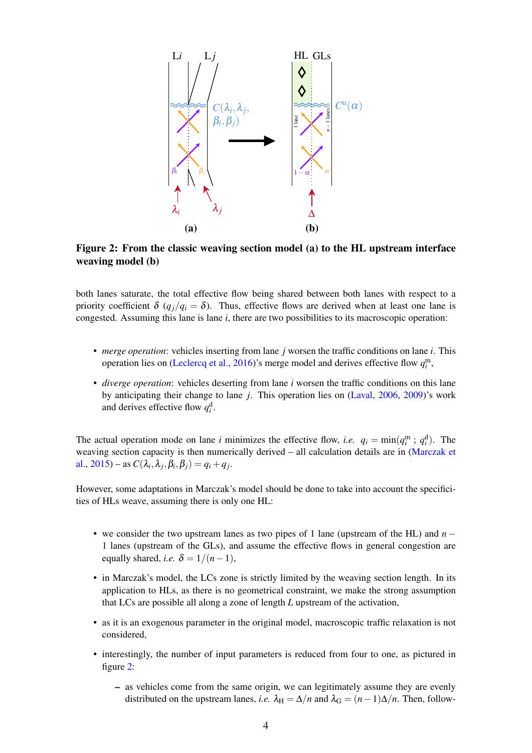**Figure 2: From the classic weaving section model (a) to the HL upstream interface weaving model (b)**

both lanes saturate, the total effective flow being shared between both lanes with respect to a priority coefficient $\delta$ ($q_j/q_i = \delta$). Thus, effective flows are derived when at least one lane is congested. Assuming this lane is lane $i$, there are two possibilities to its macroscopic operation:

- *merge operation*: vehicles inserting from lane $j$ worsen the traffic conditions on lane $i$. This operation lies on (Leclercq et al., 2016)'s merge model and derives effective flow $q_i^{\mathrm{m}}$,
- *diverge operation*: vehicles deserting from lane $i$ worsen the traffic conditions on this lane by anticipating their change to lane $j$. This operation lies on (Laval, 2006, 2009)'s work and derives effective flow $q_i^{\mathrm{d}}$.

The actual operation mode on lane $i$ minimizes the effective flow, *i.e.* $q_i = \min(q_i^{\mathrm{m}}\,;\, q_i^{\mathrm{d}})$. The weaving section capacity is then numerically derived – all calculation details are in (Marczak et al., 2015) – as $C(\lambda_i, \lambda_j, \beta_i, \beta_j) = q_i + q_j$.

However, some adaptations in Marczak's model should be done to take into account the specificities of HLs weave, assuming there is only one HL:

- we consider the two upstream lanes as two pipes of 1 lane (upstream of the HL) and $n-1$ lanes (upstream of the GLs), and assume the effective flows in general congestion are equally shared, *i.e.* $\delta = 1/(n-1)$,
- in Marczak's model, the LCs zone is strictly limited by the weaving section length. In its application to HLs, as there is no geometrical constraint, we make the strong assumption that LCs are possible all along a zone of length $L$ upstream of the activation,
- as it is an exogenous parameter in the original model, macroscopic traffic relaxation is not considered,
- interestingly, the number of input parameters is reduced from four to one, as pictured in figure 2:
  - as vehicles come from the same origin, we can legitimately assume they are evenly distributed on the upstream lanes, *i.e.* $\lambda_{\mathrm{H}} = \Delta/n$ and $\lambda_{\mathrm{G}} = (n-1)\Delta/n$. Then, follow-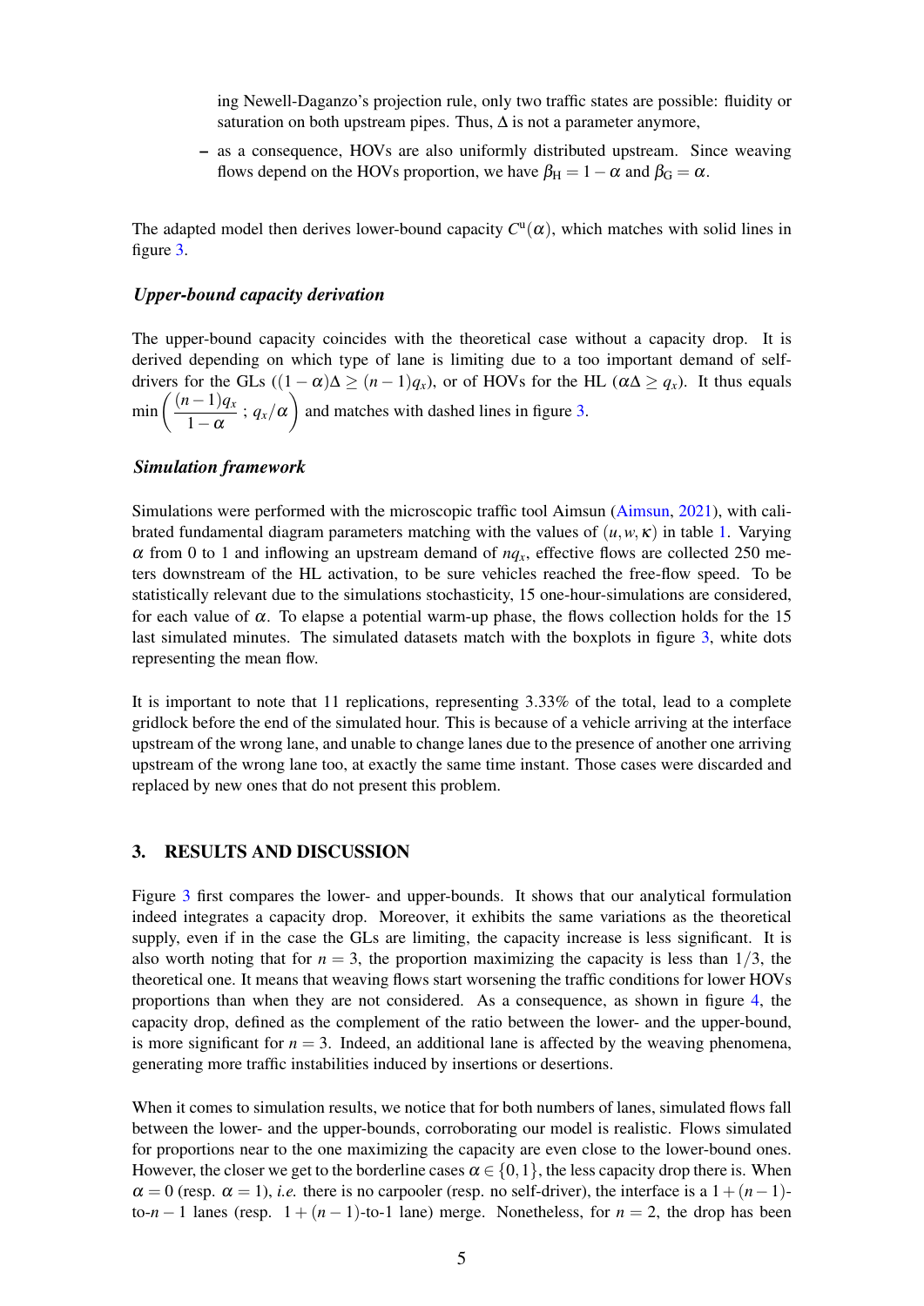ing Newell-Daganzo's projection rule, only two traffic states are possible: fluidity or saturation on both upstream pipes. Thus, $\Delta$ is not a parameter anymore,

– as a consequence, HOVs are also uniformly distributed upstream. Since weaving flows depend on the HOVs proportion, we have $\beta_{\mathrm{H}} = 1 - \alpha$ and $\beta_{\mathrm{G}} = \alpha$.

The adapted model then derives lower-bound capacity $C^{\mathrm{u}}(\alpha)$, which matches with solid lines in figure 3.

### *Upper-bound capacity derivation*

The upper-bound capacity coincides with the theoretical case without a capacity drop. It is derived depending on which type of lane is limiting due to a too important demand of self-drivers for the GLs ($(1-\alpha)\Delta \geq (n-1)q_x$), or of HOVs for the HL ($\alpha\Delta \geq q_x$). It thus equals $\min\left(\dfrac{(n-1)q_x}{1-\alpha}\ ;\ q_x/\alpha\right)$ and matches with dashed lines in figure 3.

### *Simulation framework*

Simulations were performed with the microscopic traffic tool Aimsun (Aimsun, 2021), with calibrated fundamental diagram parameters matching with the values of $(u, w, \kappa)$ in table 1. Varying $\alpha$ from 0 to 1 and inflowing an upstream demand of $nq_x$, effective flows are collected 250 meters downstream of the HL activation, to be sure vehicles reached the free-flow speed. To be statistically relevant due to the simulations stochasticity, 15 one-hour-simulations are considered, for each value of $\alpha$. To elapse a potential warm-up phase, the flows collection holds for the 15 last simulated minutes. The simulated datasets match with the boxplots in figure 3, white dots representing the mean flow.

It is important to note that 11 replications, representing 3.33% of the total, lead to a complete gridlock before the end of the simulated hour. This is because of a vehicle arriving at the interface upstream of the wrong lane, and unable to change lanes due to the presence of another one arriving upstream of the wrong lane too, at exactly the same time instant. Those cases were discarded and replaced by new ones that do not present this problem.

## 3. RESULTS AND DISCUSSION

Figure 3 first compares the lower- and upper-bounds. It shows that our analytical formulation indeed integrates a capacity drop. Moreover, it exhibits the same variations as the theoretical supply, even if in the case the GLs are limiting, the capacity increase is less significant. It is also worth noting that for $n = 3$, the proportion maximizing the capacity is less than $1/3$, the theoretical one. It means that weaving flows start worsening the traffic conditions for lower HOVs proportions than when they are not considered. As a consequence, as shown in figure 4, the capacity drop, defined as the complement of the ratio between the lower- and the upper-bound, is more significant for $n = 3$. Indeed, an additional lane is affected by the weaving phenomena, generating more traffic instabilities induced by insertions or desertions.

When it comes to simulation results, we notice that for both numbers of lanes, simulated flows fall between the lower- and the upper-bounds, corroborating our model is realistic. Flows simulated for proportions near to the one maximizing the capacity are even close to the lower-bound ones. However, the closer we get to the borderline cases $\alpha \in \{0, 1\}$, the less capacity drop there is. When $\alpha = 0$ (resp. $\alpha = 1$), *i.e.* there is no carpooler (resp. no self-driver), the interface is a $1 + (n-1)$-to-$n-1$ lanes (resp. $1 + (n-1)$-to-1 lane) merge. Nonetheless, for $n = 2$, the drop has been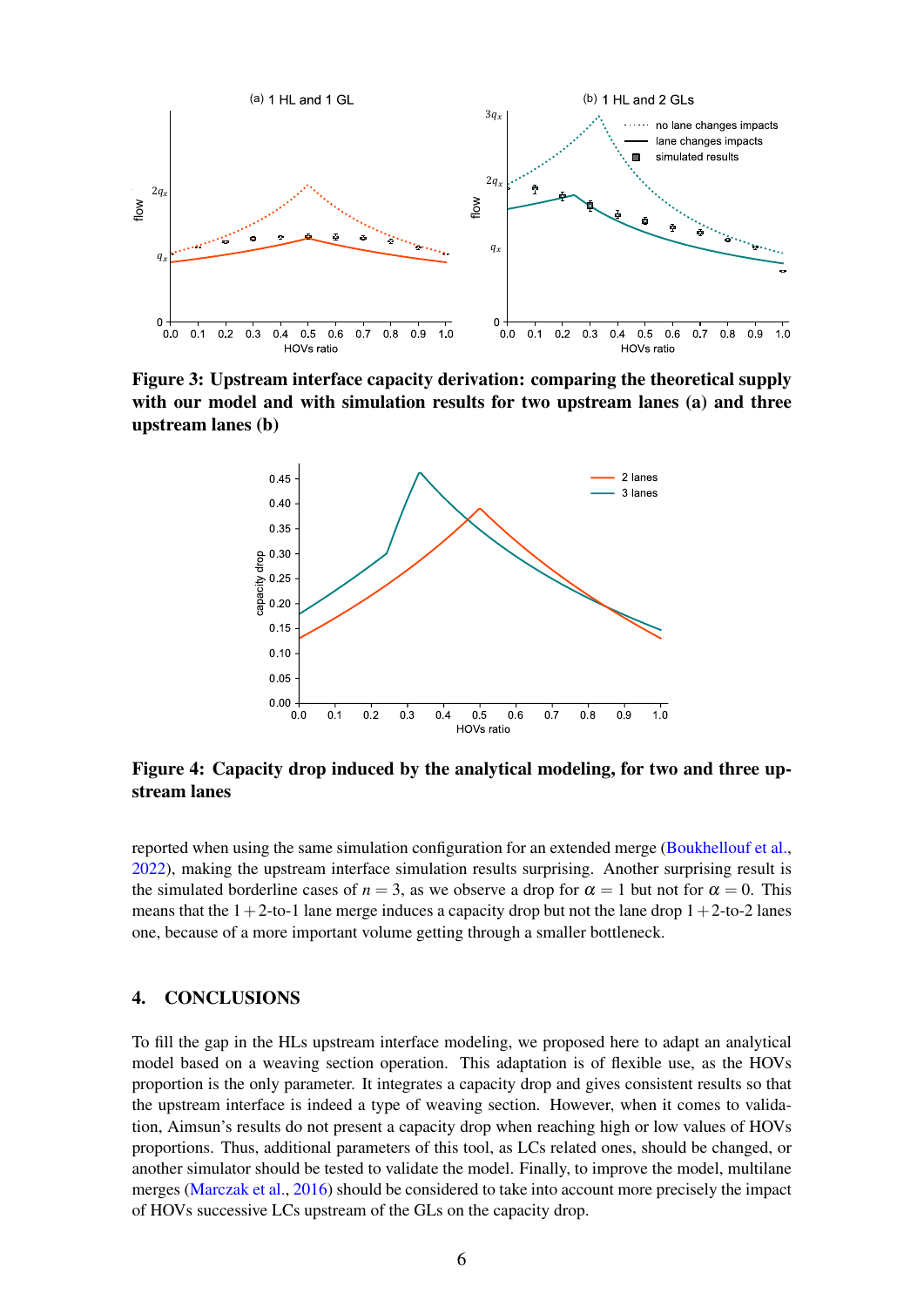**Figure 3: Upstream interface capacity derivation: comparing the theoretical supply with our model and with simulation results for two upstream lanes (a) and three upstream lanes (b)**

**Figure 4: Capacity drop induced by the analytical modeling, for two and three upstream lanes**

reported when using the same simulation configuration for an extended merge (Boukhellouf et al., 2022), making the upstream interface simulation results surprising. Another surprising result is the simulated borderline cases of $n = 3$, as we observe a drop for $\alpha = 1$ but not for $\alpha = 0$. This means that the $1+2$-to-1 lane merge induces a capacity drop but not the lane drop $1+2$-to-2 lanes one, because of a more important volume getting through a smaller bottleneck.

## 4. CONCLUSIONS

To fill the gap in the HLs upstream interface modeling, we proposed here to adapt an analytical model based on a weaving section operation. This adaptation is of flexible use, as the HOVs proportion is the only parameter. It integrates a capacity drop and gives consistent results so that the upstream interface is indeed a type of weaving section. However, when it comes to validation, Aimsun's results do not present a capacity drop when reaching high or low values of HOVs proportions. Thus, additional parameters of this tool, as LCs related ones, should be changed, or another simulator should be tested to validate the model. Finally, to improve the model, multilane merges (Marczak et al., 2016) should be considered to take into account more precisely the impact of HOVs successive LCs upstream of the GLs on the capacity drop.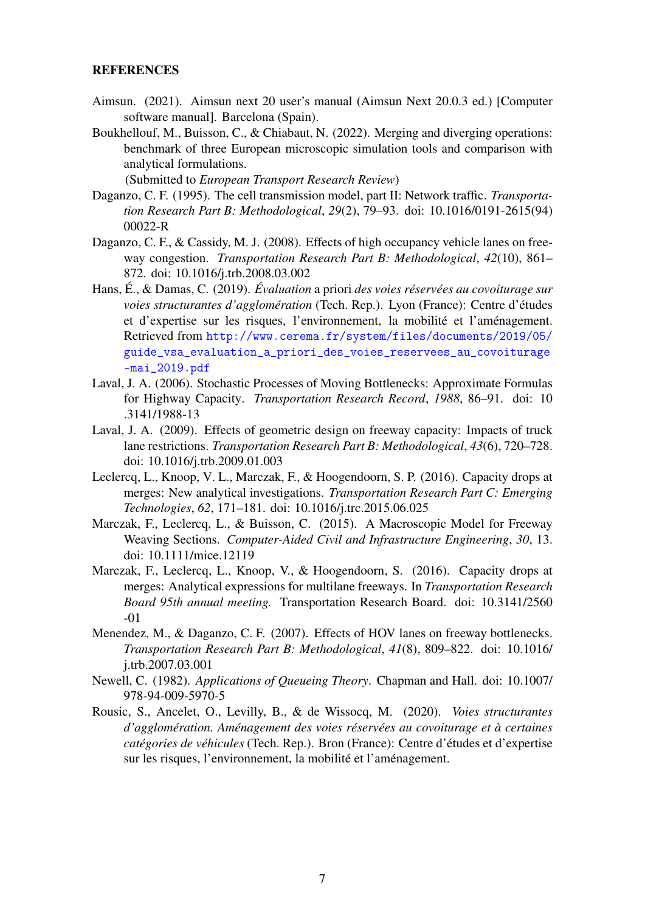## REFERENCES

Aimsun. (2021). Aimsun next 20 user's manual (Aimsun Next 20.0.3 ed.) [Computer software manual]. Barcelona (Spain).

Boukhellouf, M., Buisson, C., & Chiabaut, N. (2022). Merging and diverging operations: benchmark of three European microscopic simulation tools and comparison with analytical formulations.
(Submitted to *European Transport Research Review*)

Daganzo, C. F. (1995). The cell transmission model, part II: Network traffic. *Transportation Research Part B: Methodological*, *29*(2), 79–93. doi: 10.1016/0191-2615(94)00022-R

Daganzo, C. F., & Cassidy, M. J. (2008). Effects of high occupancy vehicle lanes on freeway congestion. *Transportation Research Part B: Methodological*, *42*(10), 861–872. doi: 10.1016/j.trb.2008.03.002

Hans, É., & Damas, C. (2019). *Évaluation* a priori *des voies réservées au covoiturage sur voies structurantes d'agglomération* (Tech. Rep.). Lyon (France): Centre d'études et d'expertise sur les risques, l'environnement, la mobilité et l'aménagement. Retrieved from http://www.cerema.fr/system/files/documents/2019/05/guide_vsa_evaluation_a_priori_des_voies_reservees_au_covoiturage-mai_2019.pdf

Laval, J. A. (2006). Stochastic Processes of Moving Bottlenecks: Approximate Formulas for Highway Capacity. *Transportation Research Record*, *1988*, 86–91. doi: 10.3141/1988-13

Laval, J. A. (2009). Effects of geometric design on freeway capacity: Impacts of truck lane restrictions. *Transportation Research Part B: Methodological*, *43*(6), 720–728. doi: 10.1016/j.trb.2009.01.003

Leclercq, L., Knoop, V. L., Marczak, F., & Hoogendoorn, S. P. (2016). Capacity drops at merges: New analytical investigations. *Transportation Research Part C: Emerging Technologies*, *62*, 171–181. doi: 10.1016/j.trc.2015.06.025

Marczak, F., Leclercq, L., & Buisson, C. (2015). A Macroscopic Model for Freeway Weaving Sections. *Computer-Aided Civil and Infrastructure Engineering*, *30*, 13. doi: 10.1111/mice.12119

Marczak, F., Leclercq, L., Knoop, V., & Hoogendoorn, S. (2016). Capacity drops at merges: Analytical expressions for multilane freeways. In *Transportation Research Board 95th annual meeting.* Transportation Research Board. doi: 10.3141/2560-01

Menendez, M., & Daganzo, C. F. (2007). Effects of HOV lanes on freeway bottlenecks. *Transportation Research Part B: Methodological*, *41*(8), 809–822. doi: 10.1016/j.trb.2007.03.001

Newell, C. (1982). *Applications of Queueing Theory*. Chapman and Hall. doi: 10.1007/978-94-009-5970-5

Rousic, S., Ancelet, O., Levilly, B., & de Wissocq, M. (2020). *Voies structurantes d'agglomération. Aménagement des voies réservées au covoiturage et à certaines catégories de véhicules* (Tech. Rep.). Bron (France): Centre d'études et d'expertise sur les risques, l'environnement, la mobilité et l'aménagement.